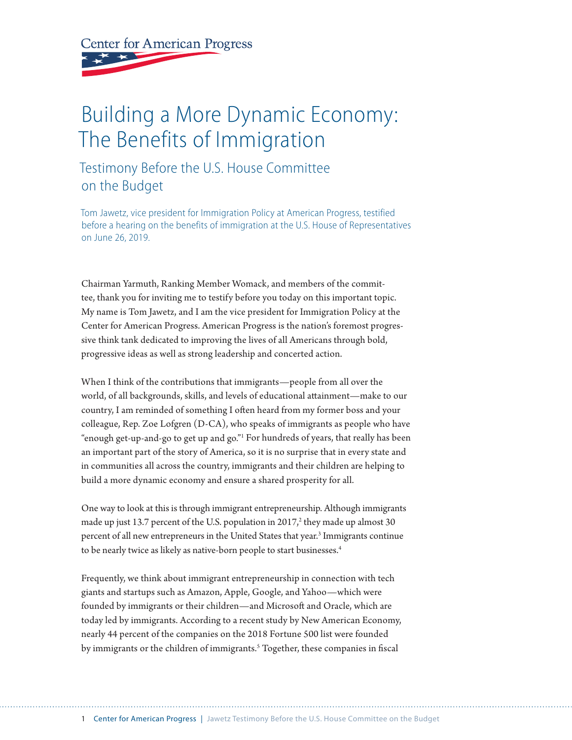Center for American Progress

# Building a More Dynamic Economy: The Benefits of Immigration

## Testimony Before the U.S. House Committee on the Budget

Tom Jawetz, vice president for Immigration Policy at American Progress, testified before a hearing on the benefits of immigration at the U.S. House of Representatives on June 26, 2019.

Chairman Yarmuth, Ranking Member Womack, and members of the committee, thank you for inviting me to testify before you today on this important topic. My name is Tom Jawetz, and I am the vice president for Immigration Policy at the Center for American Progress. American Progress is the nation's foremost progressive think tank dedicated to improving the lives of all Americans through bold, progressive ideas as well as strong leadership and concerted action.

When I think of the contributions that immigrants—people from all over the world, of all backgrounds, skills, and levels of educational attainment—make to our country, I am reminded of something I often heard from my former boss and your colleague, Rep. Zoe Lofgren (D-CA), who speaks of immigrants as people who have "enough get-up-and-go to get up and go."[1] For hundreds of years, that really has been an important part of the story of America, so it is no surprise that in every state and in communities all across the country, immigrants and their children are helping to build a more dynamic economy and ensure a shared prosperity for all.

One way to look at this is through immigrant entrepreneurship. Although immigrants made up just 13.7 percent of the U.S. population in 2017,[2] they made up almost 30 percent of all new entrepreneurs in the United States that year.[3] Immigrants continue to be nearly twice as likely as native-born people to start businesses.[4]

Frequently, we think about immigrant entrepreneurship in connection with tech giants and startups such as Amazon, Apple, Google, and Yahoo—which were founded by immigrants or their children—and Microsoft and Oracle, which are today led by immigrants. According to a recent study by New American Economy, nearly 44 percent of the companies on the 2018 Fortune 500 list were founded by immigrants or the children of immigrants.[5] Together, these companies in fiscal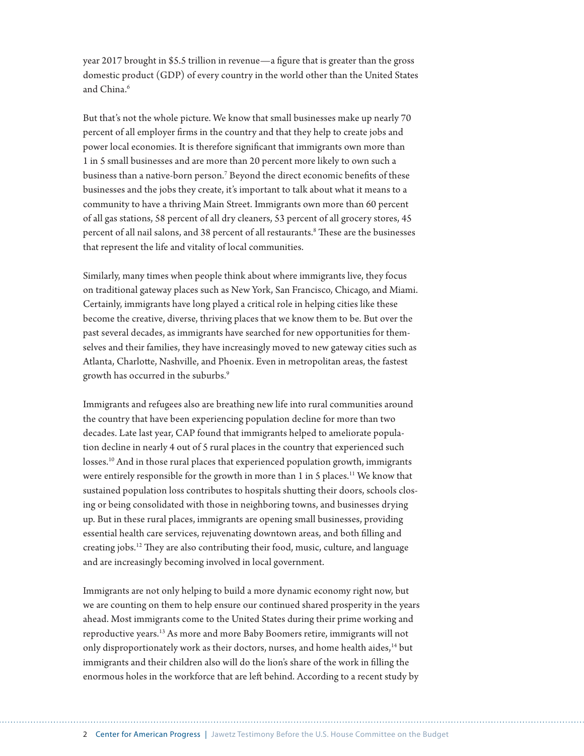year 2017 brought in $5.5 trillion in revenue—a figure that is greater than the gross domestic product (GDP) of every country in the world other than the United States and China.[6]

But that's not the whole picture. We know that small businesses make up nearly 70 percent of all employer firms in the country and that they help to create jobs and power local economies. It is therefore significant that immigrants own more than 1 in 5 small businesses and are more than 20 percent more likely to own such a business than a native-born person.[7] Beyond the direct economic benefits of these businesses and the jobs they create, it's important to talk about what it means to a community to have a thriving Main Street. Immigrants own more than 60 percent of all gas stations, 58 percent of all dry cleaners, 53 percent of all grocery stores, 45 percent of all nail salons, and 38 percent of all restaurants.[8] These are the businesses that represent the life and vitality of local communities.

Similarly, many times when people think about where immigrants live, they focus on traditional gateway places such as New York, San Francisco, Chicago, and Miami. Certainly, immigrants have long played a critical role in helping cities like these become the creative, diverse, thriving places that we know them to be. But over the past several decades, as immigrants have searched for new opportunities for themselves and their families, they have increasingly moved to new gateway cities such as Atlanta, Charlotte, Nashville, and Phoenix. Even in metropolitan areas, the fastest growth has occurred in the suburbs.[9]

Immigrants and refugees also are breathing new life into rural communities around the country that have been experiencing population decline for more than two decades. Late last year, CAP found that immigrants helped to ameliorate population decline in nearly 4 out of 5 rural places in the country that experienced such losses.[10] And in those rural places that experienced population growth, immigrants were entirely responsible for the growth in more than 1 in 5 places.[11] We know that sustained population loss contributes to hospitals shutting their doors, schools closing or being consolidated with those in neighboring towns, and businesses drying up. But in these rural places, immigrants are opening small businesses, providing essential health care services, rejuvenating downtown areas, and both filling and creating jobs.[12] They are also contributing their food, music, culture, and language and are increasingly becoming involved in local government.

Immigrants are not only helping to build a more dynamic economy right now, but we are counting on them to help ensure our continued shared prosperity in the years ahead. Most immigrants come to the United States during their prime working and reproductive years.[13] As more and more Baby Boomers retire, immigrants will not only disproportionately work as their doctors, nurses, and home health aides,[14] but immigrants and their children also will do the lion's share of the work in filling the enormous holes in the workforce that are left behind. According to a recent study by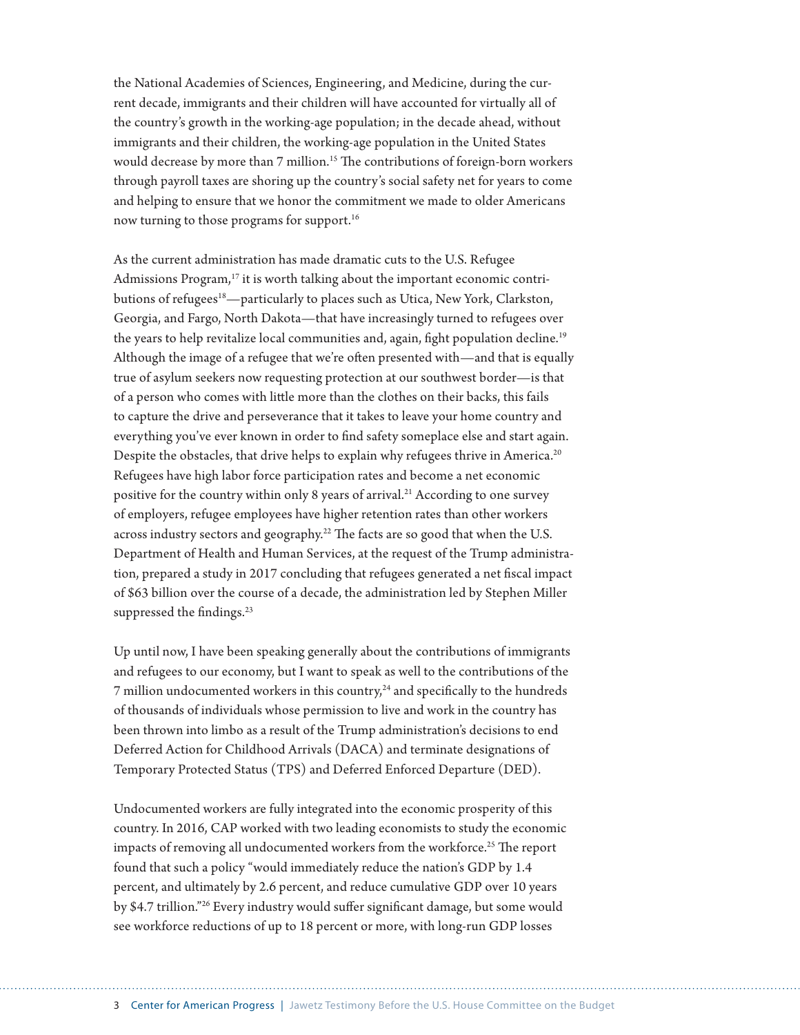the National Academies of Sciences, Engineering, and Medicine, during the current decade, immigrants and their children will have accounted for virtually all of the country's growth in the working-age population; in the decade ahead, without immigrants and their children, the working-age population in the United States would decrease by more than 7 million.[15] The contributions of foreign-born workers through payroll taxes are shoring up the country's social safety net for years to come and helping to ensure that we honor the commitment we made to older Americans now turning to those programs for support.[16]

As the current administration has made dramatic cuts to the U.S. Refugee Admissions Program,[17] it is worth talking about the important economic contributions of refugees[18]—particularly to places such as Utica, New York, Clarkston, Georgia, and Fargo, North Dakota—that have increasingly turned to refugees over the years to help revitalize local communities and, again, fight population decline.[19] Although the image of a refugee that we're often presented with—and that is equally true of asylum seekers now requesting protection at our southwest border—is that of a person who comes with little more than the clothes on their backs, this fails to capture the drive and perseverance that it takes to leave your home country and everything you've ever known in order to find safety someplace else and start again. Despite the obstacles, that drive helps to explain why refugees thrive in America.[20] Refugees have high labor force participation rates and become a net economic positive for the country within only 8 years of arrival.[21] According to one survey of employers, refugee employees have higher retention rates than other workers across industry sectors and geography.[22] The facts are so good that when the U.S. Department of Health and Human Services, at the request of the Trump administration, prepared a study in 2017 concluding that refugees generated a net fiscal impact of $63 billion over the course of a decade, the administration led by Stephen Miller suppressed the findings.[23]

Up until now, I have been speaking generally about the contributions of immigrants and refugees to our economy, but I want to speak as well to the contributions of the 7 million undocumented workers in this country,[24] and specifically to the hundreds of thousands of individuals whose permission to live and work in the country has been thrown into limbo as a result of the Trump administration's decisions to end Deferred Action for Childhood Arrivals (DACA) and terminate designations of Temporary Protected Status (TPS) and Deferred Enforced Departure (DED).

Undocumented workers are fully integrated into the economic prosperity of this country. In 2016, CAP worked with two leading economists to study the economic impacts of removing all undocumented workers from the workforce.[25] The report found that such a policy "would immediately reduce the nation's GDP by 1.4 percent, and ultimately by 2.6 percent, and reduce cumulative GDP over 10 years by $4.7 trillion."[26] Every industry would suffer significant damage, but some would see workforce reductions of up to 18 percent or more, with long-run GDP losses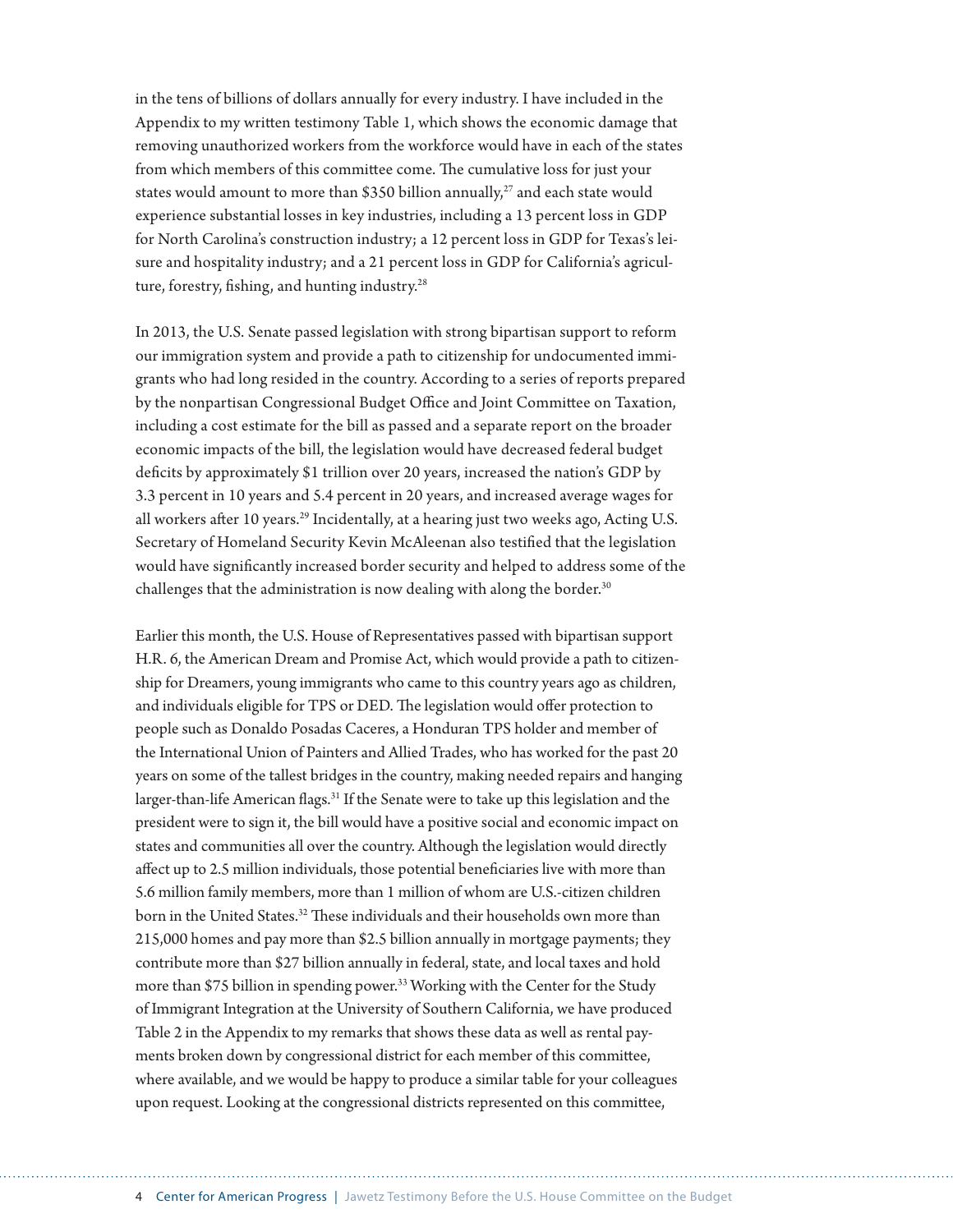in the tens of billions of dollars annually for every industry. I have included in the Appendix to my written testimony Table 1, which shows the economic damage that removing unauthorized workers from the workforce would have in each of the states from which members of this committee come. The cumulative loss for just your states would amount to more than $350 billion annually,[27] and each state would experience substantial losses in key industries, including a 13 percent loss in GDP for North Carolina's construction industry; a 12 percent loss in GDP for Texas's leisure and hospitality industry; and a 21 percent loss in GDP for California's agriculture, forestry, fishing, and hunting industry.[28]

In 2013, the U.S. Senate passed legislation with strong bipartisan support to reform our immigration system and provide a path to citizenship for undocumented immigrants who had long resided in the country. According to a series of reports prepared by the nonpartisan Congressional Budget Office and Joint Committee on Taxation, including a cost estimate for the bill as passed and a separate report on the broader economic impacts of the bill, the legislation would have decreased federal budget deficits by approximately $1 trillion over 20 years, increased the nation's GDP by 3.3 percent in 10 years and 5.4 percent in 20 years, and increased average wages for all workers after 10 years.[29] Incidentally, at a hearing just two weeks ago, Acting U.S. Secretary of Homeland Security Kevin McAleenan also testified that the legislation would have significantly increased border security and helped to address some of the challenges that the administration is now dealing with along the border.[30]

Earlier this month, the U.S. House of Representatives passed with bipartisan support H.R. 6, the American Dream and Promise Act, which would provide a path to citizenship for Dreamers, young immigrants who came to this country years ago as children, and individuals eligible for TPS or DED. The legislation would offer protection to people such as Donaldo Posadas Caceres, a Honduran TPS holder and member of the International Union of Painters and Allied Trades, who has worked for the past 20 years on some of the tallest bridges in the country, making needed repairs and hanging larger-than-life American flags.[31] If the Senate were to take up this legislation and the president were to sign it, the bill would have a positive social and economic impact on states and communities all over the country. Although the legislation would directly affect up to 2.5 million individuals, those potential beneficiaries live with more than 5.6 million family members, more than 1 million of whom are U.S.-citizen children born in the United States.[32] These individuals and their households own more than 215,000 homes and pay more than $2.5 billion annually in mortgage payments; they contribute more than $27 billion annually in federal, state, and local taxes and hold more than $75 billion in spending power.[33] Working with the Center for the Study of Immigrant Integration at the University of Southern California, we have produced Table 2 in the Appendix to my remarks that shows these data as well as rental payments broken down by congressional district for each member of this committee, where available, and we would be happy to produce a similar table for your colleagues upon request. Looking at the congressional districts represented on this committee,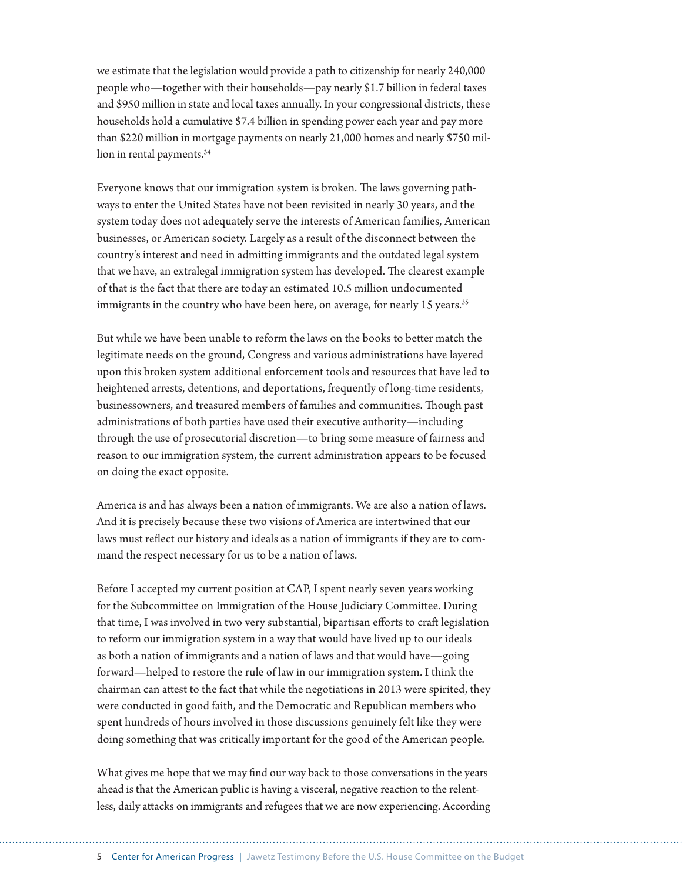we estimate that the legislation would provide a path to citizenship for nearly 240,000 people who—together with their households—pay nearly $1.7 billion in federal taxes and $950 million in state and local taxes annually. In your congressional districts, these households hold a cumulative $7.4 billion in spending power each year and pay more than $220 million in mortgage payments on nearly 21,000 homes and nearly $750 million in rental payments.[34]

Everyone knows that our immigration system is broken. The laws governing pathways to enter the United States have not been revisited in nearly 30 years, and the system today does not adequately serve the interests of American families, American businesses, or American society. Largely as a result of the disconnect between the country's interest and need in admitting immigrants and the outdated legal system that we have, an extralegal immigration system has developed. The clearest example of that is the fact that there are today an estimated 10.5 million undocumented immigrants in the country who have been here, on average, for nearly 15 years.[35]

But while we have been unable to reform the laws on the books to better match the legitimate needs on the ground, Congress and various administrations have layered upon this broken system additional enforcement tools and resources that have led to heightened arrests, detentions, and deportations, frequently of long-time residents, businessowners, and treasured members of families and communities. Though past administrations of both parties have used their executive authority—including through the use of prosecutorial discretion—to bring some measure of fairness and reason to our immigration system, the current administration appears to be focused on doing the exact opposite.

America is and has always been a nation of immigrants. We are also a nation of laws. And it is precisely because these two visions of America are intertwined that our laws must reflect our history and ideals as a nation of immigrants if they are to command the respect necessary for us to be a nation of laws.

Before I accepted my current position at CAP, I spent nearly seven years working for the Subcommittee on Immigration of the House Judiciary Committee. During that time, I was involved in two very substantial, bipartisan efforts to craft legislation to reform our immigration system in a way that would have lived up to our ideals as both a nation of immigrants and a nation of laws and that would have—going forward—helped to restore the rule of law in our immigration system. I think the chairman can attest to the fact that while the negotiations in 2013 were spirited, they were conducted in good faith, and the Democratic and Republican members who spent hundreds of hours involved in those discussions genuinely felt like they were doing something that was critically important for the good of the American people.

What gives me hope that we may find our way back to those conversations in the years ahead is that the American public is having a visceral, negative reaction to the relentless, daily attacks on immigrants and refugees that we are now experiencing. According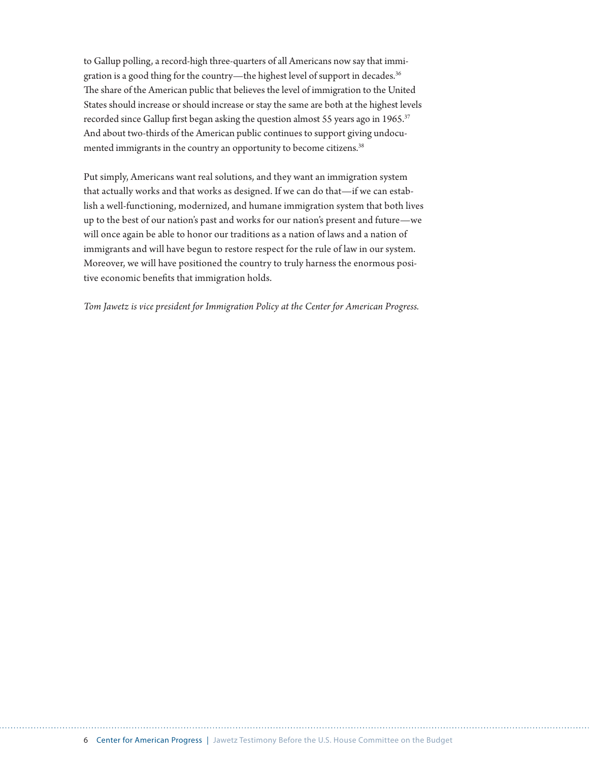to Gallup polling, a record-high three-quarters of all Americans now say that immigration is a good thing for the country—the highest level of support in decades.[36] The share of the American public that believes the level of immigration to the United States should increase or should increase or stay the same are both at the highest levels recorded since Gallup first began asking the question almost 55 years ago in 1965.[37] And about two-thirds of the American public continues to support giving undocumented immigrants in the country an opportunity to become citizens.[38]

Put simply, Americans want real solutions, and they want an immigration system that actually works and that works as designed. If we can do that—if we can establish a well-functioning, modernized, and humane immigration system that both lives up to the best of our nation's past and works for our nation's present and future—we will once again be able to honor our traditions as a nation of laws and a nation of immigrants and will have begun to restore respect for the rule of law in our system. Moreover, we will have positioned the country to truly harness the enormous positive economic benefits that immigration holds.

*Tom Jawetz is vice president for Immigration Policy at the Center for American Progress.*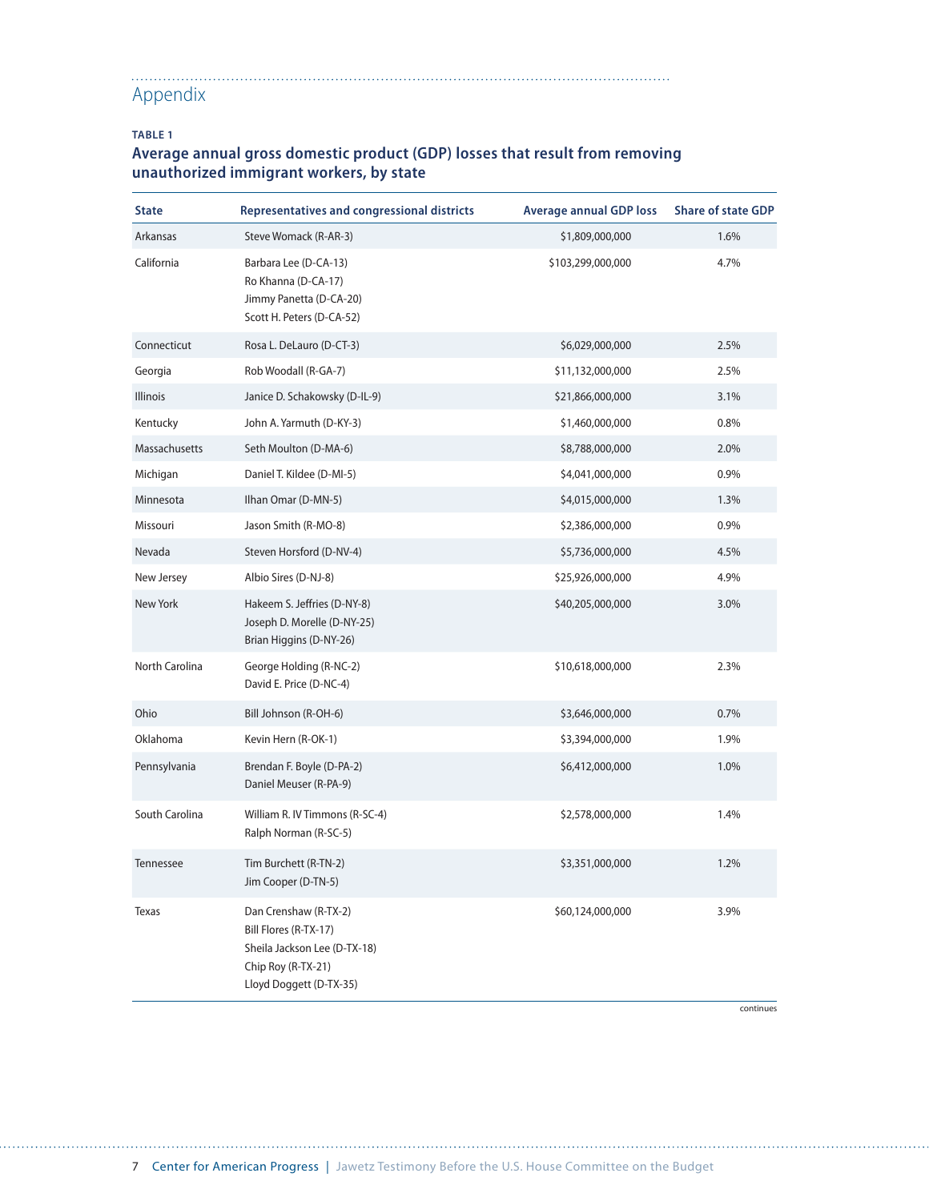## Appendix

**TABLE 1**

### Average annual gross domestic product (GDP) losses that result from removing unauthorized immigrant workers, by state

| State | Representatives and congressional districts | Average annual GDP loss | Share of state GDP |
|---|---|---|---|
| Arkansas | Steve Womack (R-AR-3) | $1,809,000,000 | 1.6% |
| California | Barbara Lee (D-CA-13)<br>Ro Khanna (D-CA-17)<br>Jimmy Panetta (D-CA-20)<br>Scott H. Peters (D-CA-52) | $103,299,000,000 | 4.7% |
| Connecticut | Rosa L. DeLauro (D-CT-3) | $6,029,000,000 | 2.5% |
| Georgia | Rob Woodall (R-GA-7) | $11,132,000,000 | 2.5% |
| Illinois | Janice D. Schakowsky (D-IL-9) | $21,866,000,000 | 3.1% |
| Kentucky | John A. Yarmuth (D-KY-3) | $1,460,000,000 | 0.8% |
| Massachusetts | Seth Moulton (D-MA-6) | $8,788,000,000 | 2.0% |
| Michigan | Daniel T. Kildee (D-MI-5) | $4,041,000,000 | 0.9% |
| Minnesota | Ilhan Omar (D-MN-5) | $4,015,000,000 | 1.3% |
| Missouri | Jason Smith (R-MO-8) | $2,386,000,000 | 0.9% |
| Nevada | Steven Horsford (D-NV-4) | $5,736,000,000 | 4.5% |
| New Jersey | Albio Sires (D-NJ-8) | $25,926,000,000 | 4.9% |
| New York | Hakeem S. Jeffries (D-NY-8)<br>Joseph D. Morelle (D-NY-25)<br>Brian Higgins (D-NY-26) | $40,205,000,000 | 3.0% |
| North Carolina | George Holding (R-NC-2)<br>David E. Price (D-NC-4) | $10,618,000,000 | 2.3% |
| Ohio | Bill Johnson (R-OH-6) | $3,646,000,000 | 0.7% |
| Oklahoma | Kevin Hern (R-OK-1) | $3,394,000,000 | 1.9% |
| Pennsylvania | Brendan F. Boyle (D-PA-2)<br>Daniel Meuser (R-PA-9) | $6,412,000,000 | 1.0% |
| South Carolina | William R. IV Timmons (R-SC-4)<br>Ralph Norman (R-SC-5) | $2,578,000,000 | 1.4% |
| Tennessee | Tim Burchett (R-TN-2)<br>Jim Cooper (D-TN-5) | $3,351,000,000 | 1.2% |
| Texas | Dan Crenshaw (R-TX-2)<br>Bill Flores (R-TX-17)<br>Sheila Jackson Lee (D-TX-18)<br>Chip Roy (R-TX-21)<br>Lloyd Doggett (D-TX-35) | $60,124,000,000 | 3.9% |

continues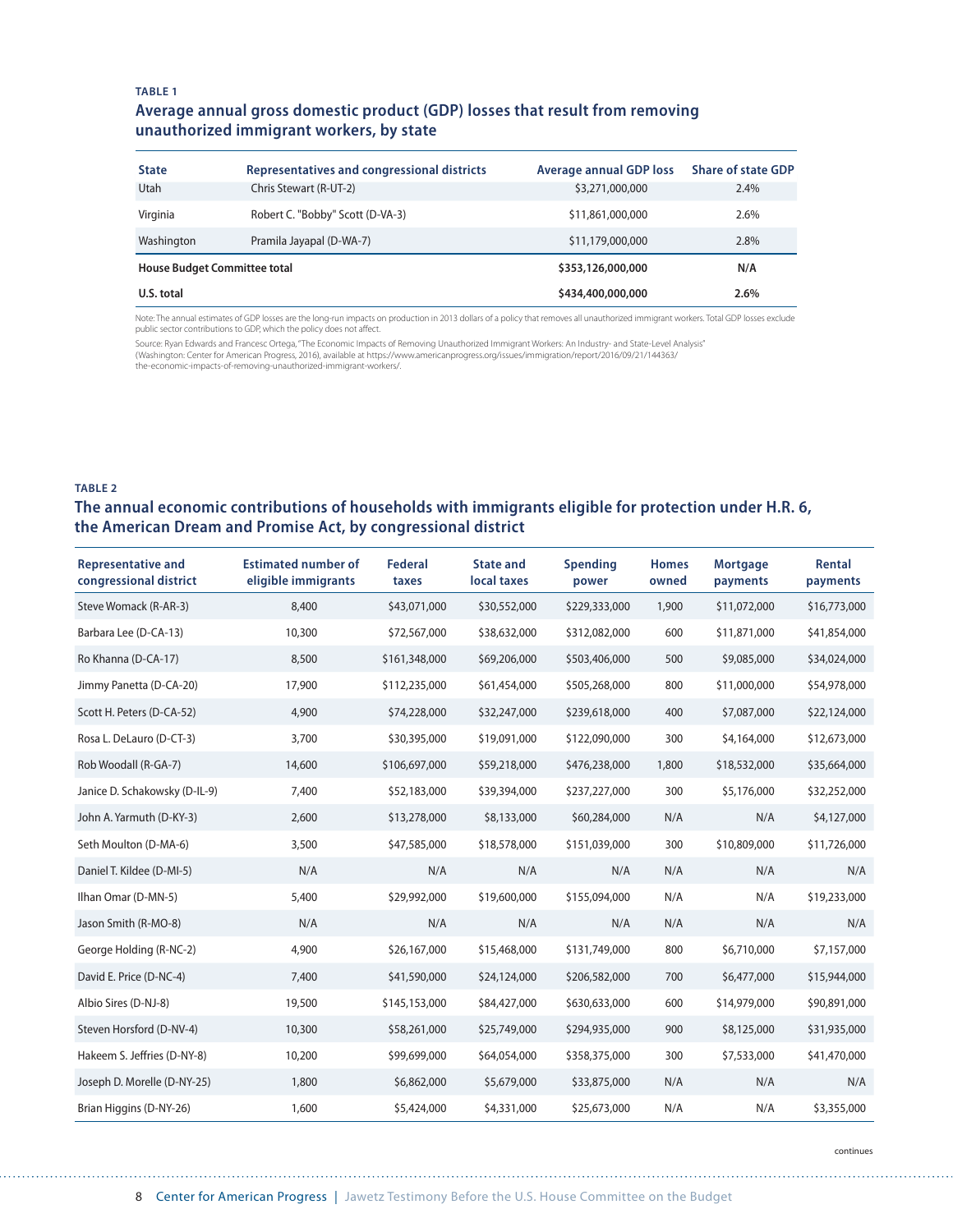**TABLE 1**

## Average annual gross domestic product (GDP) losses that result from removing unauthorized immigrant workers, by state

| State | Representatives and congressional districts | Average annual GDP loss | Share of state GDP |
|---|---|---|---|
| Utah | Chris Stewart (R-UT-2) | $3,271,000,000 | 2.4% |
| Virginia | Robert C. "Bobby" Scott (D-VA-3) | $11,861,000,000 | 2.6% |
| Washington | Pramila Jayapal (D-WA-7) | $11,179,000,000 | 2.8% |
| **House Budget Committee total** | | **$353,126,000,000** | **N/A** |
| **U.S. total** | | **$434,400,000,000** | **2.6%** |

Note: The annual estimates of GDP losses are the long-run impacts on production in 2013 dollars of a policy that removes all unauthorized immigrant workers. Total GDP losses exclude public sector contributions to GDP, which the policy does not affect.

Source: Ryan Edwards and Francesc Ortega, "The Economic Impacts of Removing Unauthorized Immigrant Workers: An Industry- and State-Level Analysis" (Washington: Center for American Progress, 2016), available at https://www.americanprogress.org/issues/immigration/report/2016/09/21/144363/the-economic-impacts-of-removing-unauthorized-immigrant-workers/.

**TABLE 2**

## The annual economic contributions of households with immigrants eligible for protection under H.R. 6, the American Dream and Promise Act, by congressional district

| Representative and congressional district | Estimated number of eligible immigrants | Federal taxes | State and local taxes | Spending power | Homes owned | Mortgage payments | Rental payments |
|---|---|---|---|---|---|---|---|
| Steve Womack (R-AR-3) | 8,400 | $43,071,000 | $30,552,000 | $229,333,000 | 1,900 | $11,072,000 | $16,773,000 |
| Barbara Lee (D-CA-13) | 10,300 | $72,567,000 | $38,632,000 | $312,082,000 | 600 | $11,871,000 | $41,854,000 |
| Ro Khanna (D-CA-17) | 8,500 | $161,348,000 | $69,206,000 | $503,406,000 | 500 | $9,085,000 | $34,024,000 |
| Jimmy Panetta (D-CA-20) | 17,900 | $112,235,000 | $61,454,000 | $505,268,000 | 800 | $11,000,000 | $54,978,000 |
| Scott H. Peters (D-CA-52) | 4,900 | $74,228,000 | $32,247,000 | $239,618,000 | 400 | $7,087,000 | $22,124,000 |
| Rosa L. DeLauro (D-CT-3) | 3,700 | $30,395,000 | $19,091,000 | $122,090,000 | 300 | $4,164,000 | $12,673,000 |
| Rob Woodall (R-GA-7) | 14,600 | $106,697,000 | $59,218,000 | $476,238,000 | 1,800 | $18,532,000 | $35,664,000 |
| Janice D. Schakowsky (D-IL-9) | 7,400 | $52,183,000 | $39,394,000 | $237,227,000 | 300 | $5,176,000 | $32,252,000 |
| John A. Yarmuth (D-KY-3) | 2,600 | $13,278,000 | $8,133,000 | $60,284,000 | N/A | N/A | $4,127,000 |
| Seth Moulton (D-MA-6) | 3,500 | $47,585,000 | $18,578,000 | $151,039,000 | 300 | $10,809,000 | $11,726,000 |
| Daniel T. Kildee (D-MI-5) | N/A | N/A | N/A | N/A | N/A | N/A | N/A |
| Ilhan Omar (D-MN-5) | 5,400 | $29,992,000 | $19,600,000 | $155,094,000 | N/A | N/A | $19,233,000 |
| Jason Smith (R-MO-8) | N/A | N/A | N/A | N/A | N/A | N/A | N/A |
| George Holding (R-NC-2) | 4,900 | $26,167,000 | $15,468,000 | $131,749,000 | 800 | $6,710,000 | $7,157,000 |
| David E. Price (D-NC-4) | 7,400 | $41,590,000 | $24,124,000 | $206,582,000 | 700 | $6,477,000 | $15,944,000 |
| Albio Sires (D-NJ-8) | 19,500 | $145,153,000 | $84,427,000 | $630,633,000 | 600 | $14,979,000 | $90,891,000 |
| Steven Horsford (D-NV-4) | 10,300 | $58,261,000 | $25,749,000 | $294,935,000 | 900 | $8,125,000 | $31,935,000 |
| Hakeem S. Jeffries (D-NY-8) | 10,200 | $99,699,000 | $64,054,000 | $358,375,000 | 300 | $7,533,000 | $41,470,000 |
| Joseph D. Morelle (D-NY-25) | 1,800 | $6,862,000 | $5,679,000 | $33,875,000 | N/A | N/A | N/A |
| Brian Higgins (D-NY-26) | 1,600 | $5,424,000 | $4,331,000 | $25,673,000 | N/A | N/A | $3,355,000 |

continues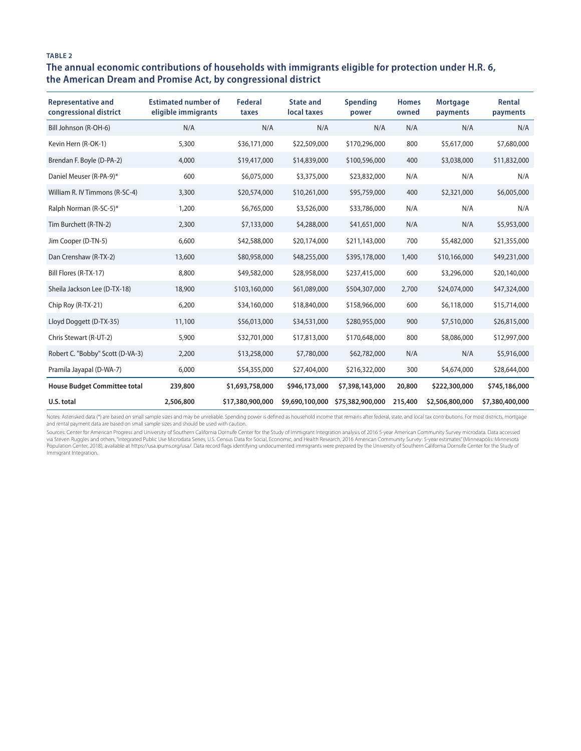**TABLE 2**

## The annual economic contributions of households with immigrants eligible for protection under H.R. 6, the American Dream and Promise Act, by congressional district

| Representative and congressional district | Estimated number of eligible immigrants | Federal taxes | State and local taxes | Spending power | Homes owned | Mortgage payments | Rental payments |
|---|---|---|---|---|---|---|---|
| Bill Johnson (R-OH-6) | N/A | N/A | N/A | N/A | N/A | N/A | N/A |
| Kevin Hern (R-OK-1) | 5,300 | $36,171,000 | $22,509,000 | $170,296,000 | 800 | $5,617,000 | $7,680,000 |
| Brendan F. Boyle (D-PA-2) | 4,000 | $19,417,000 | $14,839,000 | $100,596,000 | 400 | $3,038,000 | $11,832,000 |
| Daniel Meuser (R-PA-9)* | 600 | $6,075,000 | $3,375,000 | $23,832,000 | N/A | N/A | N/A |
| William R. IV Timmons (R-SC-4) | 3,300 | $20,574,000 | $10,261,000 | $95,759,000 | 400 | $2,321,000 | $6,005,000 |
| Ralph Norman (R-SC-5)* | 1,200 | $6,765,000 | $3,526,000 | $33,786,000 | N/A | N/A | N/A |
| Tim Burchett (R-TN-2) | 2,300 | $7,133,000 | $4,288,000 | $41,651,000 | N/A | N/A | $5,953,000 |
| Jim Cooper (D-TN-5) | 6,600 | $42,588,000 | $20,174,000 | $211,143,000 | 700 | $5,482,000 | $21,355,000 |
| Dan Crenshaw (R-TX-2) | 13,600 | $80,958,000 | $48,255,000 | $395,178,000 | 1,400 | $10,166,000 | $49,231,000 |
| Bill Flores (R-TX-17) | 8,800 | $49,582,000 | $28,958,000 | $237,415,000 | 600 | $3,296,000 | $20,140,000 |
| Sheila Jackson Lee (D-TX-18) | 18,900 | $103,160,000 | $61,089,000 | $504,307,000 | 2,700 | $24,074,000 | $47,324,000 |
| Chip Roy (R-TX-21) | 6,200 | $34,160,000 | $18,840,000 | $158,966,000 | 600 | $6,118,000 | $15,714,000 |
| Lloyd Doggett (D-TX-35) | 11,100 | $56,013,000 | $34,531,000 | $280,955,000 | 900 | $7,510,000 | $26,815,000 |
| Chris Stewart (R-UT-2) | 5,900 | $32,701,000 | $17,813,000 | $170,648,000 | 800 | $8,086,000 | $12,997,000 |
| Robert C. "Bobby" Scott (D-VA-3) | 2,200 | $13,258,000 | $7,780,000 | $62,782,000 | N/A | N/A | $5,916,000 |
| Pramila Jayapal (D-WA-7) | 6,000 | $54,355,000 | $27,404,000 | $216,322,000 | 300 | $4,674,000 | $28,644,000 |
| **House Budget Committee total** | **239,800** | **$1,693,758,000** | **$946,173,000** | **$7,398,143,000** | **20,800** | **$222,300,000** | **$745,186,000** |
| **U.S. total** | **2,506,800** | **$17,380,900,000** | **$9,690,100,000** | **$75,382,900,000** | **215,400** | **$2,506,800,000** | **$7,380,400,000** |

Notes: Asterisked data (*) are based on small sample sizes and may be unreliable. Spending power is defined as household income that remains after federal, state, and local tax contributions. For most districts, mortgage and rental payment data are based on small sample sizes and should be used with caution.

Sources: Center for American Progress and University of Southern California Dornsife Center for the Study of Immigrant Integration analysis of 2016 5-year American Community Survey microdata. Data accessed via Steven Ruggles and others, "Integrated Public Use Microdata Series, U.S. Census Data for Social, Economic, and Health Research, 2016 American Community Survey: 5-year estimates" (Minneapolis: Minnesota Population Center, 2018), available at https://usa.ipums.org/usa/. Data record flags identifying undocumented immigrants were prepared by the University of Southern California Dornsife Center for the Study of Immigrant Integration.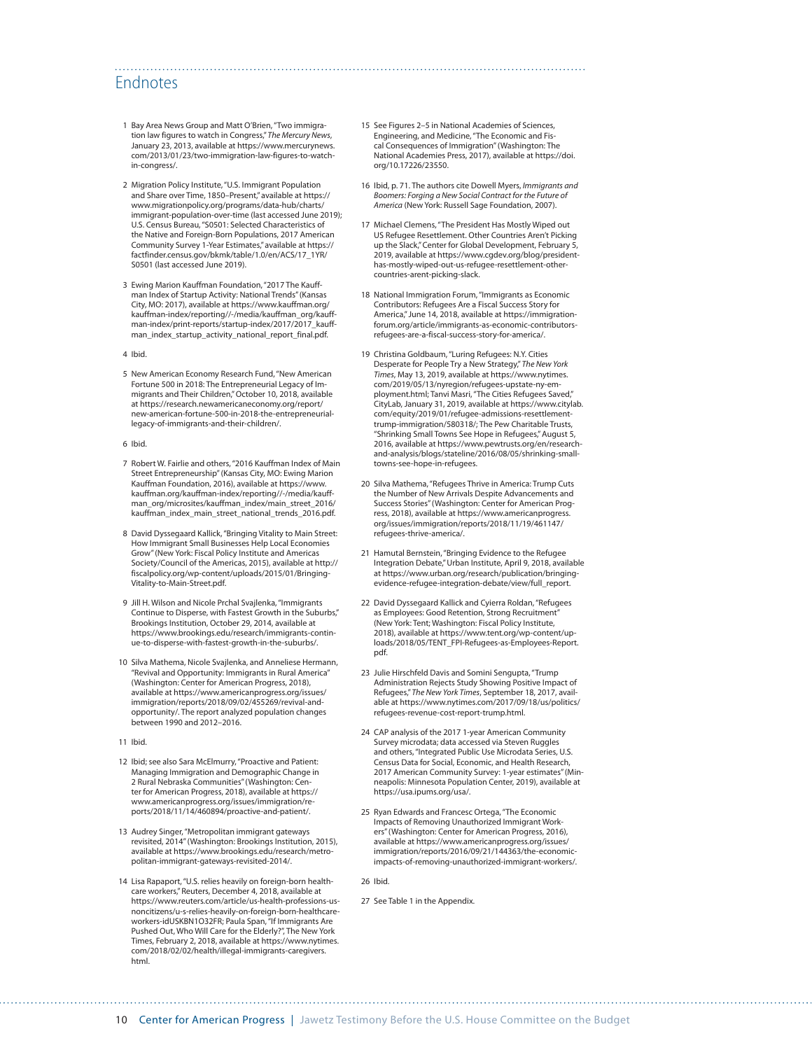## Endnotes

1. Bay Area News Group and Matt O'Brien, "Two immigration law figures to watch in Congress," *The Mercury News*, January 23, 2013, available at https://www.mercurynews.com/2013/01/23/two-immigration-law-figures-to-watch-in-congress/.

2. Migration Policy Institute, "U.S. Immigrant Population and Share over Time, 1850–Present," available at https://www.migrationpolicy.org/programs/data-hub/charts/immigrant-population-over-time (last accessed June 2019); U.S. Census Bureau, "S0501: Selected Characteristics of the Native and Foreign-Born Populations, 2017 American Community Survey 1-Year Estimates," available at https://factfinder.census.gov/bkmk/table/1.0/en/ACS/17_1YR/S0501 (last accessed June 2019).

3. Ewing Marion Kauffman Foundation, "2017 The Kauffman Index of Startup Activity: National Trends" (Kansas City, MO: 2017), available at https://www.kauffman.org/kauffman-index/reporting/-/media/kauffman_org/kauffman-index/print-reports/startup-index/2017/2017_kauffman_index_startup_activity_national_report_final.pdf.

4. Ibid.

5. New American Economy Research Fund, "New American Fortune 500 in 2018: The Entrepreneurial Legacy of Immigrants and Their Children," October 10, 2018, available at https://research.newamericaneconomy.org/report/new-american-fortune-500-in-2018-the-entrepreneurial-legacy-of-immigrants-and-their-children/.

6. Ibid.

7. Robert W. Fairlie and others, "2016 Kauffman Index of Main Street Entrepreneurship" (Kansas City, MO: Ewing Marion Kauffman Foundation, 2016), available at https://www.kauffman.org/kauffman-index/reporting/-/media/kauffman_org/microsites/kauffman_index/main_street_2016/kauffman_index_main_street_national_trends_2016.pdf.

8. David Dyssegaard Kallick, "Bringing Vitality to Main Street: How Immigrant Small Businesses Help Local Economies Grow" (New York: Fiscal Policy Institute and Americas Society/Council of the Americas, 2015), available at http://fiscalpolicy.org/wp-content/uploads/2015/01/Bringing-Vitality-to-Main-Street.pdf.

9. Jill H. Wilson and Nicole Prchal Svajlenka, "Immigrants Continue to Disperse, with Fastest Growth in the Suburbs," Brookings Institution, October 29, 2014, available at https://www.brookings.edu/research/immigrants-continue-to-disperse-with-fastest-growth-in-the-suburbs/.

10. Silva Mathema, Nicole Svajlenka, and Anneliese Hermann, "Revival and Opportunity: Immigrants in Rural America" (Washington: Center for American Progress, 2018), available at https://www.americanprogress.org/issues/immigration/reports/2018/09/02/455269/revival-and-opportunity/. The report analyzed population changes between 1990 and 2012–2016.

11. Ibid.

12. Ibid; see also Sara McElmurry, "Proactive and Patient: Managing Immigration and Demographic Change in 2 Rural Nebraska Communities" (Washington: Center for American Progress, 2018), available at https://www.americanprogress.org/issues/immigration/reports/2018/11/14/460894/proactive-and-patient/.

13. Audrey Singer, "Metropolitan immigrant gateways revisited, 2014" (Washington: Brookings Institution, 2015), available at https://www.brookings.edu/research/metropolitan-immigrant-gateways-revisited-2014/.

14. Lisa Rapaport, "U.S. relies heavily on foreign-born healthcare workers," Reuters, December 4, 2018, available at https://www.reuters.com/article/us-health-professions-us-noncitizens/u-s-relies-heavily-on-foreign-born-healthcare-workers-idUSKBN1O32FR; Paula Span, "If Immigrants Are Pushed Out, Who Will Care for the Elderly?", The New York Times, February 2, 2018, available at https://www.nytimes.com/2018/02/02/health/illegal-immigrants-caregivers.html.

15. See Figures 2–5 in National Academies of Sciences, Engineering, and Medicine, "The Economic and Fiscal Consequences of Immigration" (Washington: The National Academies Press, 2017), available at https://doi.org/10.17226/23550.

16. Ibid, p. 71. The authors cite Dowell Myers, *Immigrants and Boomers: Forging a New Social Contract for the Future of America* (New York: Russell Sage Foundation, 2007).

17. Michael Clemens, "The President Has Mostly Wiped out US Refugee Resettlement. Other Countries Aren't Picking up the Slack," Center for Global Development, February 5, 2019, available at https://www.cgdev.org/blog/president-has-mostly-wiped-out-us-refugee-resettlement-other-countries-arent-picking-slack.

18. National Immigration Forum, "Immigrants as Economic Contributors: Refugees Are a Fiscal Success Story for America," June 14, 2018, available at https://immigrationforum.org/article/immigrants-as-economic-contributors-refugees-are-a-fiscal-success-story-for-america/.

19. Christina Goldbaum, "Luring Refugees: N.Y. Cities Desperate for People Try a New Strategy," *The New York Times*, May 13, 2019, available at https://www.nytimes.com/2019/05/13/nyregion/refugees-upstate-ny-employment.html; Tanvi Masri, "The Cities Refugees Saved," CityLab, January 31, 2019, available at https://www.citylab.com/equity/2019/01/refugee-admissions-resettlement-trump-immigration/580318/; The Pew Charitable Trusts, "Shrinking Small Towns See Hope in Refugees," August 5, 2016, available at https://www.pewtrusts.org/en/research-and-analysis/blogs/stateline/2016/08/05/shrinking-small-towns-see-hope-in-refugees.

20. Silva Mathema, "Refugees Thrive in America: Trump Cuts the Number of New Arrivals Despite Advancements and Success Stories" (Washington: Center for American Progress, 2018), available at https://www.americanprogress.org/issues/immigration/reports/2018/11/19/461147/refugees-thrive-america/.

21. Hamutal Bernstein, "Bringing Evidence to the Refugee Integration Debate," Urban Institute, April 9, 2018, available at https://www.urban.org/research/publication/bringing-evidence-refugee-integration-debate/view/full_report.

22. David Dyssegaard Kallick and Cyierra Roldan, "Refugees as Employees: Good Retention, Strong Recruitment" (New York: Tent; Washington: Fiscal Policy Institute, 2018), available at https://www.tent.org/wp-content/uploads/2018/05/TENT_FPI-Refugees-as-Employees-Report.pdf.

23. Julie Hirschfeld Davis and Somini Sengupta, "Trump Administration Rejects Study Showing Positive Impact of Refugees," *The New York Times*, September 18, 2017, available at https://www.nytimes.com/2017/09/18/us/politics/refugees-revenue-cost-report-trump.html.

24. CAP analysis of the 2017 1-year American Community Survey microdata; data accessed via Steven Ruggles and others, "Integrated Public Use Microdata Series, U.S. Census Data for Social, Economic, and Health Research, 2017 American Community Survey: 1-year estimates" (Minneapolis: Minnesota Population Center, 2019), available at https://usa.ipums.org/usa/.

25. Ryan Edwards and Francesc Ortega, "The Economic Impacts of Removing Unauthorized Immigrant Workers" (Washington: Center for American Progress, 2016), available at https://www.americanprogress.org/issues/immigration/reports/2016/09/21/144363/the-economic-impacts-of-removing-unauthorized-immigrant-workers/.

26. Ibid.

27. See Table 1 in the Appendix.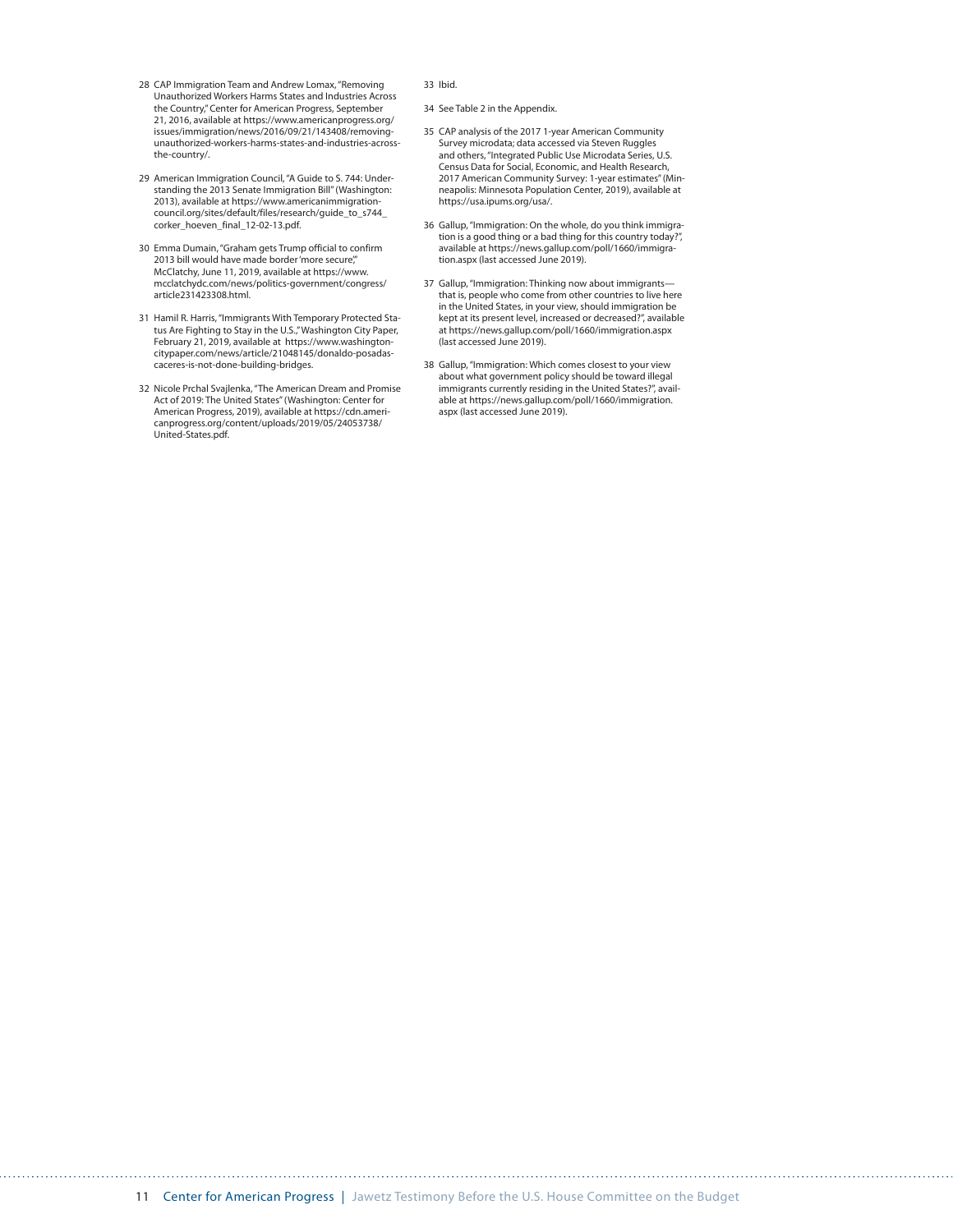28 CAP Immigration Team and Andrew Lomax, "Removing Unauthorized Workers Harms States and Industries Across the Country," Center for American Progress, September 21, 2016, available at https://www.americanprogress.org/issues/immigration/news/2016/09/21/143408/removing-unauthorized-workers-harms-states-and-industries-across-the-country/.

29 American Immigration Council, "A Guide to S. 744: Understanding the 2013 Senate Immigration Bill" (Washington: 2013), available at https://www.americanimmigrationcouncil.org/sites/default/files/research/guide_to_s744_corker_hoeven_final_12-02-13.pdf.

30 Emma Dumain, "Graham gets Trump official to confirm 2013 bill would have made border 'more secure,'" McClatchy, June 11, 2019, available at https://www.mcclatchydc.com/news/politics-government/congress/article231423308.html.

31 Hamil R. Harris, "Immigrants With Temporary Protected Status Are Fighting to Stay in the U.S.," Washington City Paper, February 21, 2019, available at https://www.washingtoncitypaper.com/news/article/21048145/donaldo-posadas-caceres-is-not-done-building-bridges.

32 Nicole Prchal Svajlenka, "The American Dream and Promise Act of 2019: The United States" (Washington: Center for American Progress, 2019), available at https://cdn.americanprogress.org/content/uploads/2019/05/24053738/United-States.pdf.

33 Ibid.

34 See Table 2 in the Appendix.

35 CAP analysis of the 2017 1-year American Community Survey microdata; data accessed via Steven Ruggles and others, "Integrated Public Use Microdata Series, U.S. Census Data for Social, Economic, and Health Research, 2017 American Community Survey: 1-year estimates" (Minneapolis: Minnesota Population Center, 2019), available at https://usa.ipums.org/usa/.

36 Gallup, "Immigration: On the whole, do you think immigration is a good thing or a bad thing for this country today?", available at https://news.gallup.com/poll/1660/immigration.aspx (last accessed June 2019).

37 Gallup, "Immigration: Thinking now about immigrants—that is, people who come from other countries to live here in the United States, in your view, should immigration be kept at its present level, increased or decreased?", available at https://news.gallup.com/poll/1660/immigration.aspx (last accessed June 2019).

38 Gallup, "Immigration: Which comes closest to your view about what government policy should be toward illegal immigrants currently residing in the United States?", available at https://news.gallup.com/poll/1660/immigration.aspx (last accessed June 2019).